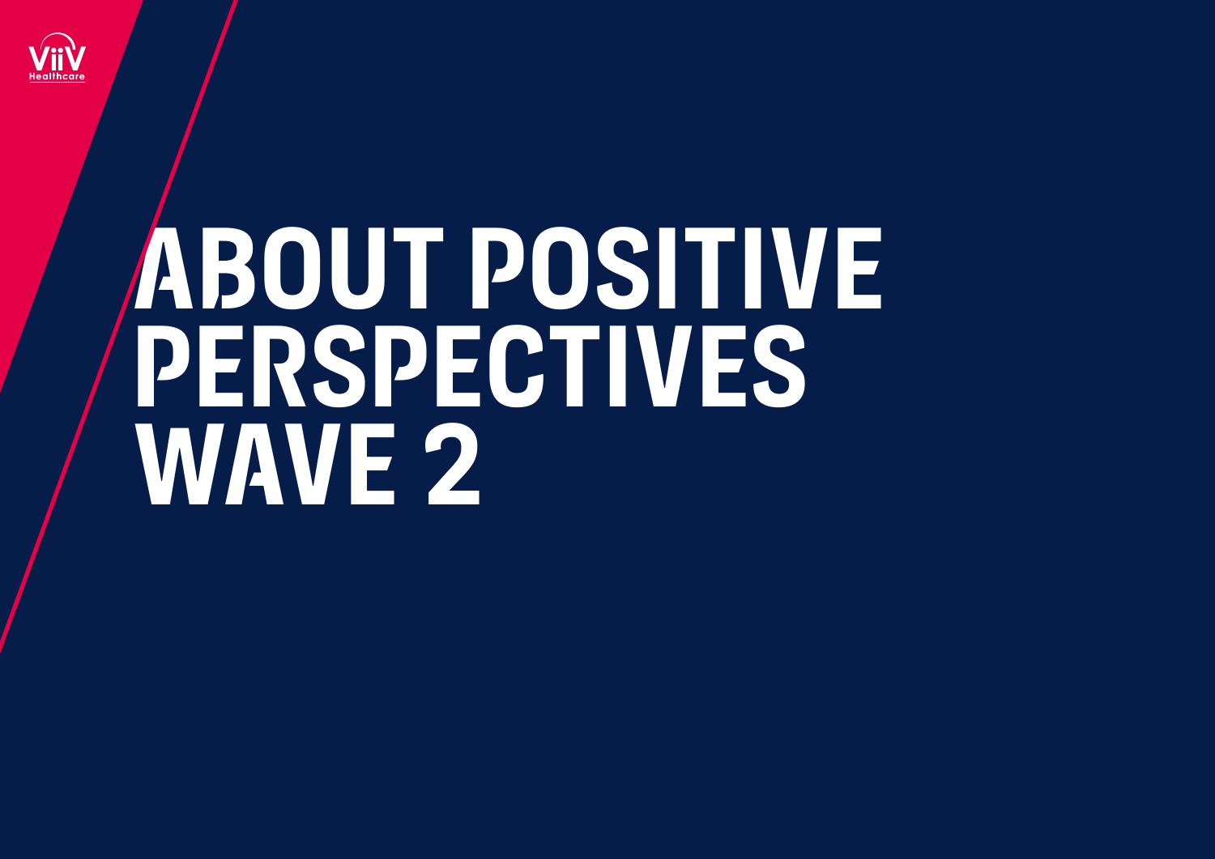ViiV Healthcare

# ABOUT POSITIVE PERSPECTIVES WAVE 2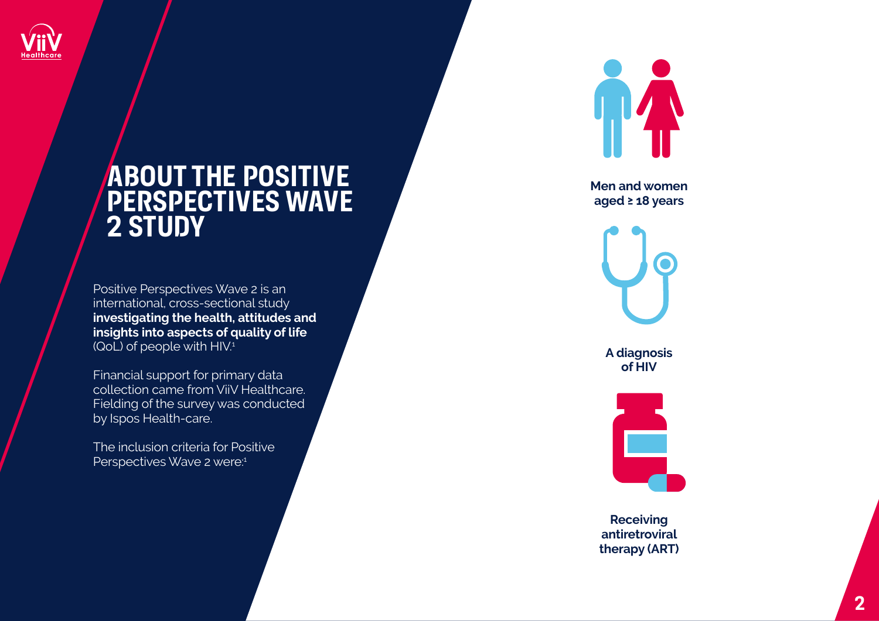# ABOUT THE POSITIVE PERSPECTIVES WAVE 2 STUDY

Positive Perspectives Wave 2 is an international, cross-sectional study **investigating the health, attitudes and insights into aspects of quality of life** (QoL) of people with HIV.[1]

Financial support for primary data collection came from ViiV Healthcare. Fielding of the survey was conducted by Ispos Health-care.

The inclusion criteria for Positive Perspectives Wave 2 were:[1]

- **Men and women aged ≥ 18 years**
- **A diagnosis of HIV**
- **Receiving antiretroviral therapy (ART)**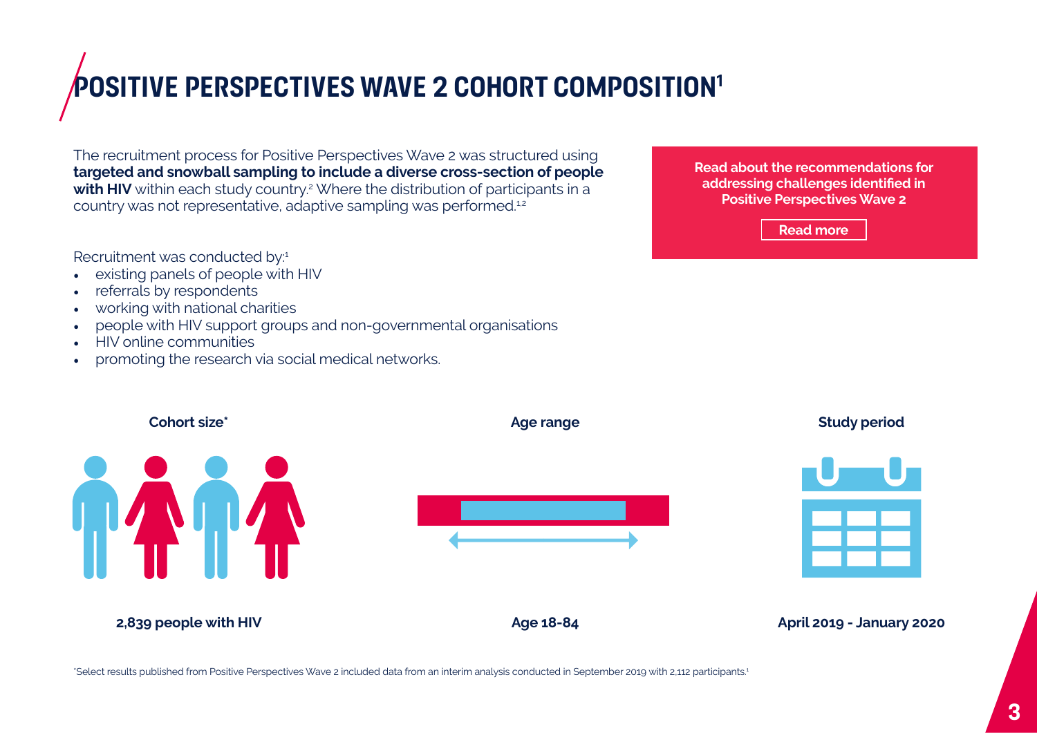# POSITIVE PERSPECTIVES WAVE 2 COHORT COMPOSITION[1]

The recruitment process for Positive Perspectives Wave 2 was structured using **targeted and snowball sampling to include a diverse cross-section of people with HIV** within each study country.[2] Where the distribution of participants in a country was not representative, adaptive sampling was performed.[1,2]

Recruitment was conducted by:[1]

- existing panels of people with HIV
- referrals by respondents
- working with national charities
- people with HIV support groups and non-governmental organisations
- HIV online communities
- promoting the research via social medical networks.

**Read about the recommendations for addressing challenges identified in Positive Perspectives Wave 2**

**Read more**

**Cohort size***

**2,839 people with HIV**

**Age range**

**Age 18-84**

**Study period**

**April 2019 - January 2020**

*Select results published from Positive Perspectives Wave 2 included data from an interim analysis conducted in September 2019 with 2,112 participants.[1]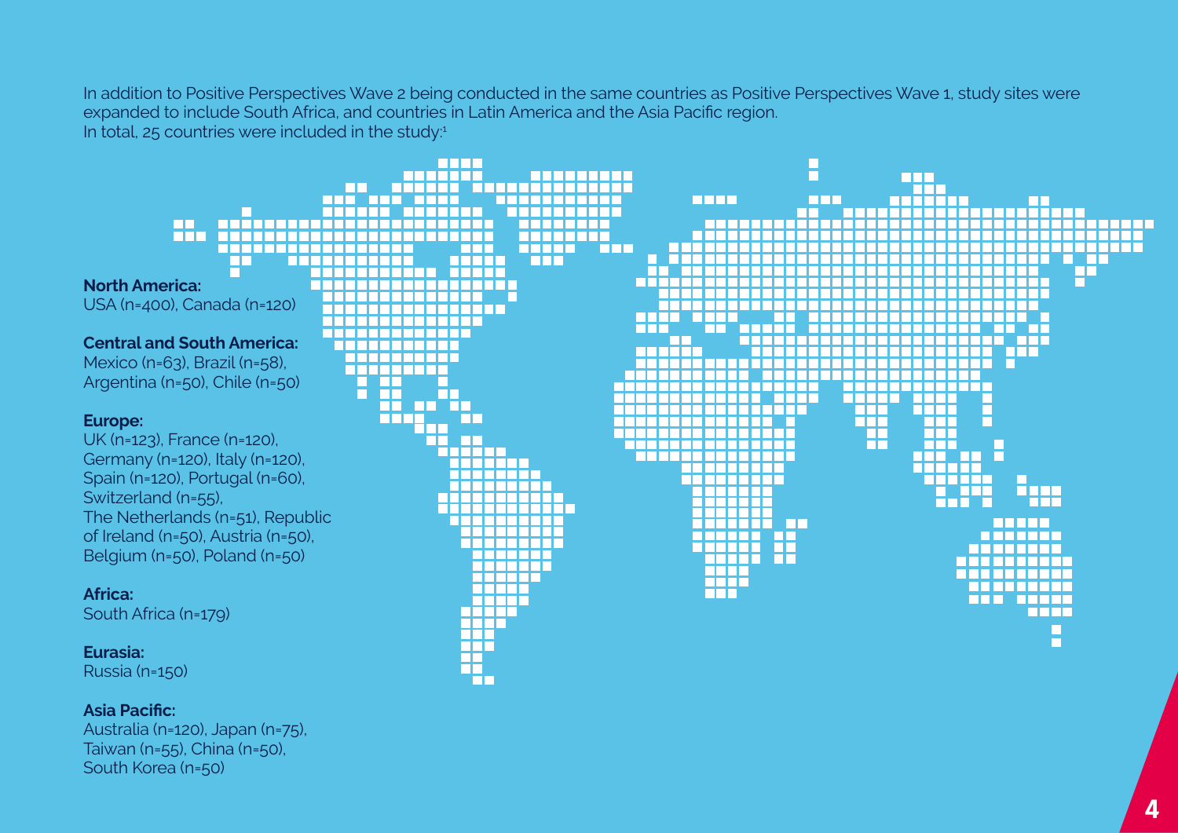In addition to Positive Perspectives Wave 2 being conducted in the same countries as Positive Perspectives Wave 1, study sites were expanded to include South Africa, and countries in Latin America and the Asia Pacific region.
In total, 25 countries were included in the study:[1]

**North America:**
USA (n=400), Canada (n=120)

**Central and South America:**
Mexico (n=63), Brazil (n=58), Argentina (n=50), Chile (n=50)

**Europe:**
UK (n=123), France (n=120), Germany (n=120), Italy (n=120), Spain (n=120), Portugal (n=60), Switzerland (n=55), The Netherlands (n=51), Republic of Ireland (n=50), Austria (n=50), Belgium (n=50), Poland (n=50)

**Africa:**
South Africa (n=179)

**Eurasia:**
Russia (n=150)

**Asia Pacific:**
Australia (n=120), Japan (n=75), Taiwan (n=55), China (n=50), South Korea (n=50)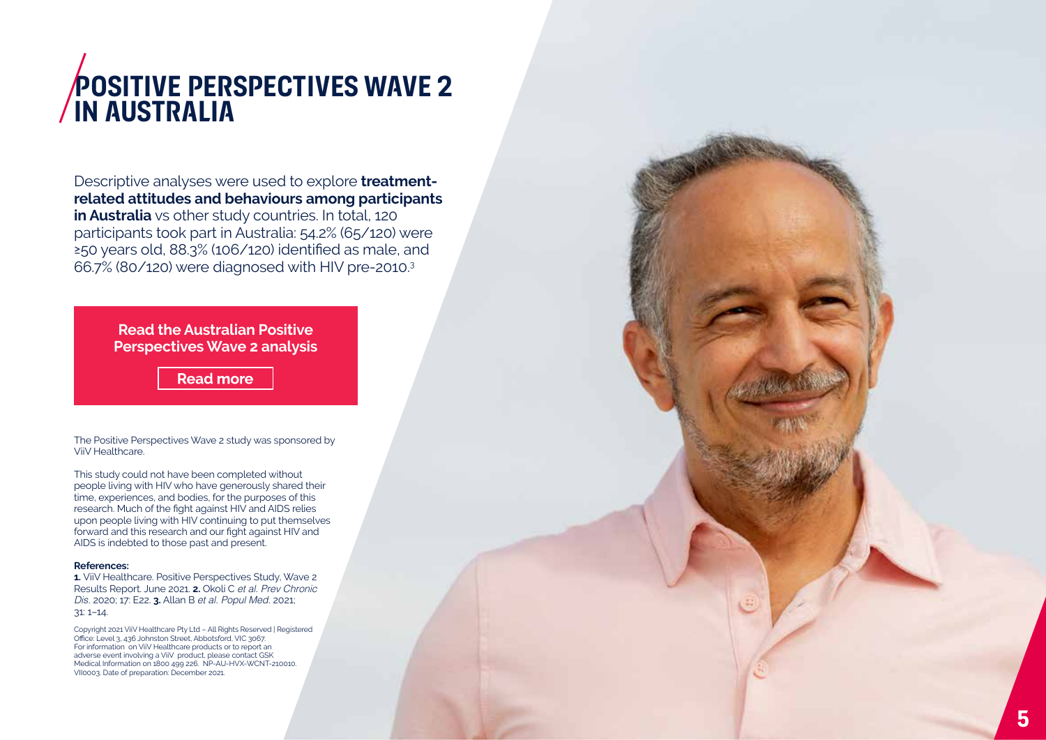# POSITIVE PERSPECTIVES WAVE 2 IN AUSTRALIA

Descriptive analyses were used to explore **treatment-related attitudes and behaviours among participants in Australia** vs other study countries. In total, 120 participants took part in Australia: 54.2% (65/120) were ≥50 years old, 88.3% (106/120) identified as male, and 66.7% (80/120) were diagnosed with HIV pre-2010.[3]

**Read the Australian Positive Perspectives Wave 2 analysis**

**Read more**

The Positive Perspectives Wave 2 study was sponsored by ViiV Healthcare.

This study could not have been completed without people living with HIV who have generously shared their time, experiences, and bodies, for the purposes of this research. Much of the fight against HIV and AIDS relies upon people living with HIV continuing to put themselves forward and this research and our fight against HIV and AIDS is indebted to those past and present.

**References:**

**1.** ViiV Healthcare. Positive Perspectives Study, Wave 2 Results Report. June 2021. **2.** Okoli C *et al. Prev Chronic Dis*. 2020; 17: E22. **3.** Allan B *et al. Popul Med*. 2021; 31: 1–14.

Copyright 2021 ViiV Healthcare Pty Ltd – All Rights Reserved | Registered Office: Level 3, 436 Johnston Street, Abbotsford, VIC 3067. For information on ViiV Healthcare products or to report an adverse event involving a ViiV product, please contact GSK Medical Information on 1800 499 226. NP-AU-HVX-WCNT-210010. VII0003. Date of preparation: December 2021.